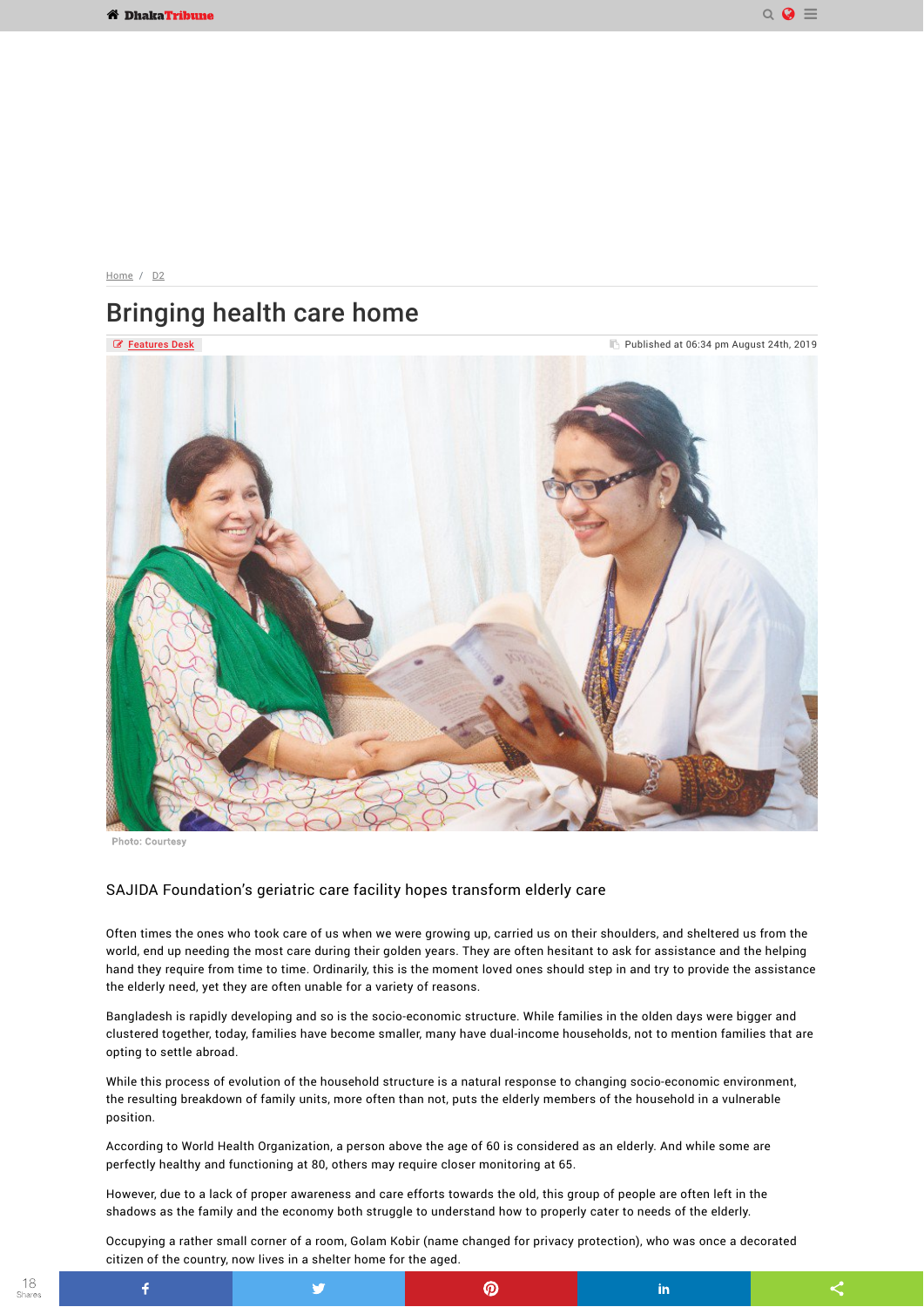Home / D2

# Bringing health care home

Features Desk

Published at 06:34 pm August 24th, 2019

Photo: Courtesy

SAJIDA Foundation's geriatric care facility hopes transform elderly care

Often times the ones who took care of us when we were growing up, carried us on their shoulders, and sheltered us from the world, end up needing the most care during their golden years. They are often hesitant to ask for assistance and the helping hand they require from time to time. Ordinarily, this is the moment loved ones should step in and try to provide the assistance the elderly need, yet they are often unable for a variety of reasons.

Bangladesh is rapidly developing and so is the socio-economic structure. While families in the olden days were bigger and clustered together, today, families have become smaller, many have dual-income households, not to mention families that are opting to settle abroad.

While this process of evolution of the household structure is a natural response to changing socio-economic environment, the resulting breakdown of family units, more often than not, puts the elderly members of the household in a vulnerable position.

According to World Health Organization, a person above the age of 60 is considered as an elderly. And while some are perfectly healthy and functioning at 80, others may require closer monitoring at 65.

However, due to a lack of proper awareness and care efforts towards the old, this group of people are often left in the shadows as the family and the economy both struggle to understand how to properly cater to needs of the elderly.

Occupying a rather small corner of a room, Golam Kobir (name changed for privacy protection), who was once a decorated citizen of the country, now lives in a shelter home for the aged.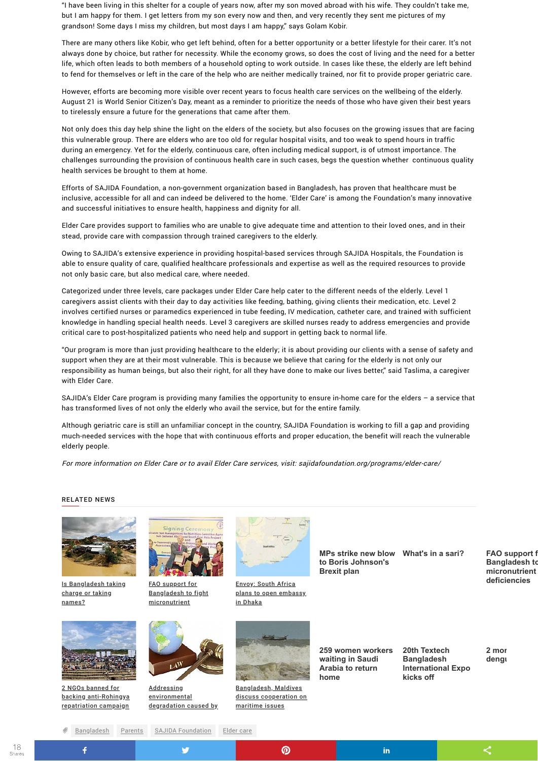"I have been living in this shelter for a couple of years now, after my son moved abroad with his wife. They couldn't take me, but I am happy for them. I get letters from my son every now and then, and very recently they sent me pictures of my grandson! Some days I miss my children, but most days I am happy," says Golam Kobir.

There are many others like Kobir, who get left behind, often for a better opportunity or a better lifestyle for their carer. It's not always done by choice, but rather for necessity. While the economy grows, so does the cost of living and the need for a better life, which often leads to both members of a household opting to work outside. In cases like these, the elderly are left behind to fend for themselves or left in the care of the help who are neither medically trained, nor fit to provide proper geriatric care.

However, efforts are becoming more visible over recent years to focus health care services on the wellbeing of the elderly. August 21 is World Senior Citizen's Day, meant as a reminder to prioritize the needs of those who have given their best years to tirelessly ensure a future for the generations that came after them.

Not only does this day help shine the light on the elders of the society, but also focuses on the growing issues that are facing this vulnerable group. There are elders who are too old for regular hospital visits, and too weak to spend hours in traffic during an emergency. Yet for the elderly, continuous care, often including medical support, is of utmost importance. The challenges surrounding the provision of continuous health care in such cases, begs the question whether continuous quality health services be brought to them at home.

Efforts of SAJIDA Foundation, a non-government organization based in Bangladesh, has proven that healthcare must be inclusive, accessible for all and can indeed be delivered to the home. 'Elder Care' is among the Foundation's many innovative and successful initiatives to ensure health, happiness and dignity for all.

Elder Care provides support to families who are unable to give adequate time and attention to their loved ones, and in their stead, provide care with compassion through trained caregivers to the elderly.

Owing to SAJIDA's extensive experience in providing hospital-based services through SAJIDA Hospitals, the Foundation is able to ensure quality of care, qualified healthcare professionals and expertise as well as the required resources to provide not only basic care, but also medical care, where needed.

Categorized under three levels, care packages under Elder Care help cater to the different needs of the elderly. Level 1 caregivers assist clients with their day to day activities like feeding, bathing, giving clients their medication, etc. Level 2 involves certified nurses or paramedics experienced in tube feeding, IV medication, catheter care, and trained with sufficient knowledge in handling special health needs. Level 3 caregivers are skilled nurses ready to address emergencies and provide critical care to post-hospitalized patients who need help and support in getting back to normal life.

"Our program is more than just providing healthcare to the elderly; it is about providing our clients with a sense of safety and support when they are at their most vulnerable. This is because we believe that caring for the elderly is not only our responsibility as human beings, but also their right, for all they have done to make our lives better," said Taslima, a caregiver with Elder Care.

SAJIDA's Elder Care program is providing many families the opportunity to ensure in-home care for the elders – a service that has transformed lives of not only the elderly who avail the service, but for the entire family.

Although geriatric care is still an unfamiliar concept in the country, SAJIDA Foundation is working to fill a gap and providing much-needed services with the hope that with continuous efforts and proper education, the benefit will reach the vulnerable elderly people.

*For more information on Elder Care or to avail Elder Care services, visit: sajidafoundation.org/programs/elder-care/*

## RELATED NEWS

- Is Bangladesh taking charge or taking names?
- FAO support for Bangladesh to fight micronutrient
- Envoy: South Africa plans to open embassy in Dhaka
- MPs strike new blow to Boris Johnson's Brexit plan
- What's in a sari?
- FAO support for Bangladesh to fight micronutrient deficiencies
- 2 NGOs banned for backing anti-Rohingya repatriation campaign
- Addressing environmental degradation caused by
- Bangladesh, Maldives discuss cooperation on maritime issues
- 259 women workers waiting in Saudi Arabia to return home
- 20th Textech Bangladesh International Expo kicks off
- 2 more dengu

Bangladesh | Parents | SAJIDA Foundation | Elder care

18 Shares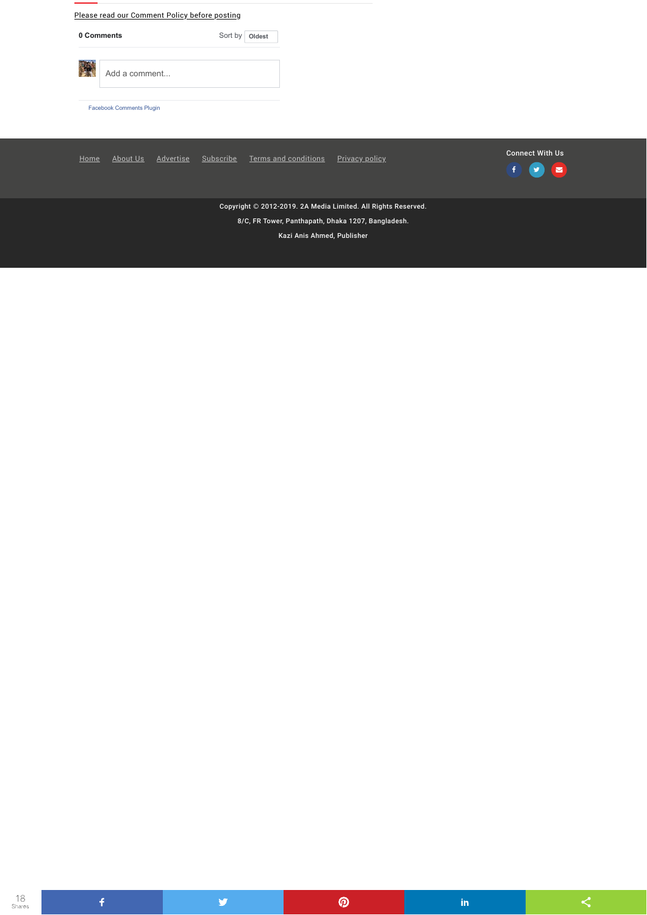Please read our Comment Policy before posting

**0 Comments** Sort by Oldest

Add a comment...

Facebook Comments Plugin

Home About Us Advertise Subscribe Terms and conditions Privacy policy

Connect With Us

Copyright © 2012-2019. 2A Media Limited. All Rights Reserved.

8/C, FR Tower, Panthapath, Dhaka 1207, Bangladesh.

Kazi Anis Ahmed, Publisher

18 Shares